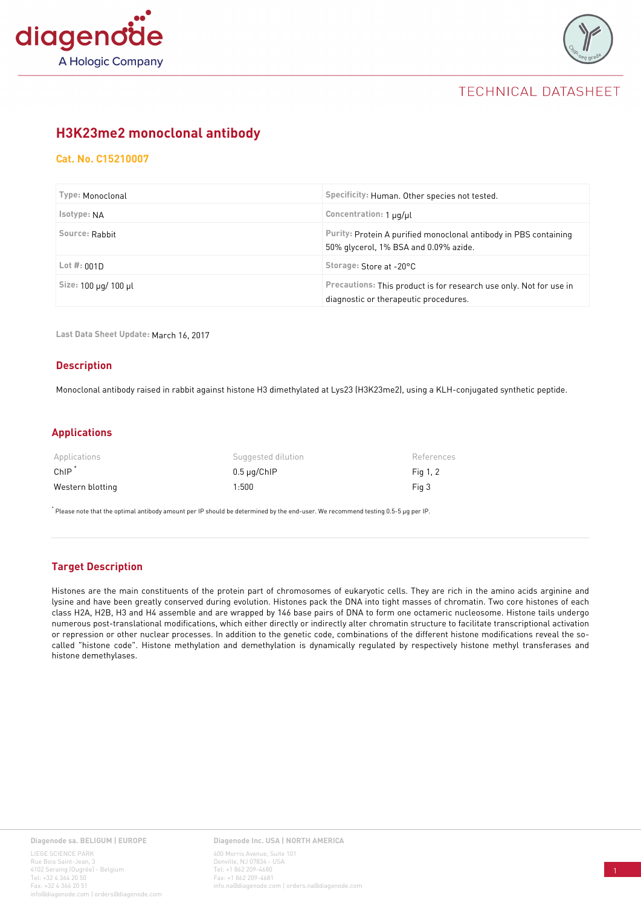diagenode
A Hologic Company

TECHNICAL DATASHEET

# H3K23me2 monoclonal antibody

## Cat. No. C15210007

| | |
|---|---|
| **Type:** Monoclonal | **Specificity:** Human. Other species not tested. |
| **Isotype:** NA | **Concentration:** 1 µg/µl |
| **Source:** Rabbit | **Purity:** Protein A purified monoclonal antibody in PBS containing 50% glycerol, 1% BSA and 0.09% azide. |
| **Lot #:** 001D | **Storage:** Store at -20°C |
| **Size:** 100 µg/ 100 µl | **Precautions:** This product is for research use only. Not for use in diagnostic or therapeutic procedures. |

**Last Data Sheet Update:** March 16, 2017

## Description

Monoclonal antibody raised in rabbit against histone H3 dimethylated at Lys23 (H3K23me2), using a KLH-conjugated synthetic peptide.

## Applications

| Applications | Suggested dilution | References |
|---|---|---|
| ChIP * | 0.5 µg/ChIP | Fig 1, 2 |
| Western blotting | 1:500 | Fig 3 |

* Please note that the optimal antibody amount per IP should be determined by the end-user. We recommend testing 0.5-5 µg per IP.

## Target Description

Histones are the main constituents of the protein part of chromosomes of eukaryotic cells. They are rich in the amino acids arginine and lysine and have been greatly conserved during evolution. Histones pack the DNA into tight masses of chromatin. Two core histones of each class H2A, H2B, H3 and H4 assemble and are wrapped by 146 base pairs of DNA to form one octameric nucleosome. Histone tails undergo numerous post-translational modifications, which either directly or indirectly alter chromatin structure to facilitate transcriptional activation or repression or other nuclear processes. In addition to the genetic code, combinations of the different histone modifications reveal the so-called "histone code". Histone methylation and demethylation is dynamically regulated by respectively histone methyl transferases and histone demethylases.

**Diagenode sa. BELIGUM | EUROPE**
LIEGE SCIENCE PARK
Rue Bois Saint-Jean, 3
4102 Seraing (Ougrée) - Belgium
Tel: +32 4 364 20 50
Fax: +32 4 364 20 51
info@diagenode.com | orders@diagenode.com

**Diagenode Inc. USA | NORTH AMERICA**
400 Morris Avenue, Suite 101
Denville, NJ 07834 - USA
Tel: +1 862 209-4680
Fax: +1 862 209-4681
info.na@diagenode.com | orders.na@diagenode.com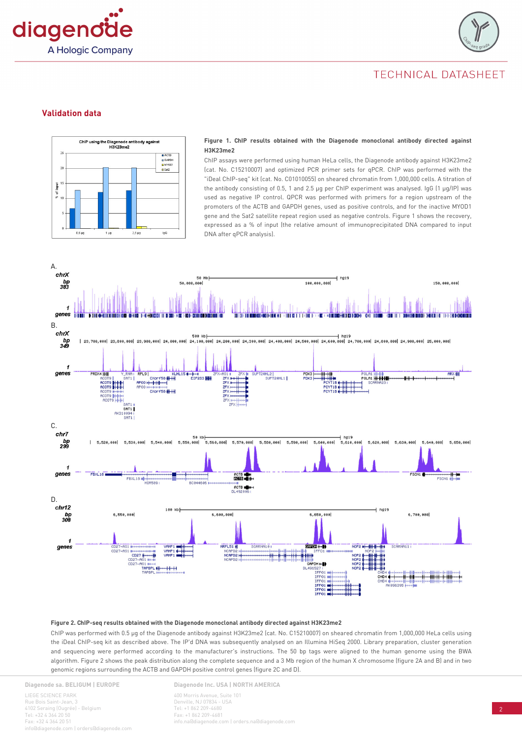## Validation data

**Figure 1. ChIP results obtained with the Diagenode monoclonal antibody directed against H3K23me2**

ChIP assays were performed using human HeLa cells, the Diagenode antibody against H3K23me2 (cat. No. C15210007) and optimized PCR primer sets for qPCR. ChIP was performed with the "iDeal ChIP-seq" kit (cat. No. C01010055) on sheared chromatin from 1,000,000 cells. A titration of the antibody consisting of 0.5, 1 and 2.5 µg per ChIP experiment was analysed. IgG (1 µg/IP) was used as negative IP control. QPCR was performed with primers for a region upstream of the promoters of the ACTB and GAPDH genes, used as positive controls, and for the inactive MYOD1 gene and the Sat2 satellite repeat region used as negative controls. Figure 1 shows the recovery, expressed as a % of input (the relative amount of immunoprecipitated DNA compared to input DNA after qPCR analysis).

**Figure 2. ChIP-seq results obtained with the Diagenode monoclonal antibody directed against H3K23me2**

ChIP was performed with 0.5 µg of the Diagenode antibody against H3K23me2 (cat. No. C15210007) on sheared chromatin from 1,000,000 HeLa cells using the iDeal ChIP-seq kit as described above. The IP'd DNA was subsequently analysed on an Illumina HiSeq 2000. Library preparation, cluster generation and sequencing were performed according to the manufacturer's instructions. The 50 bp tags were aligned to the human genome using the BWA algorithm. Figure 2 shows the peak distribution along the complete sequence and a 3 Mb region of the human X chromosome (figure 2A and B) and in two genomic regions surrounding the ACTB and GAPDH positive control genes (figure 2C and D).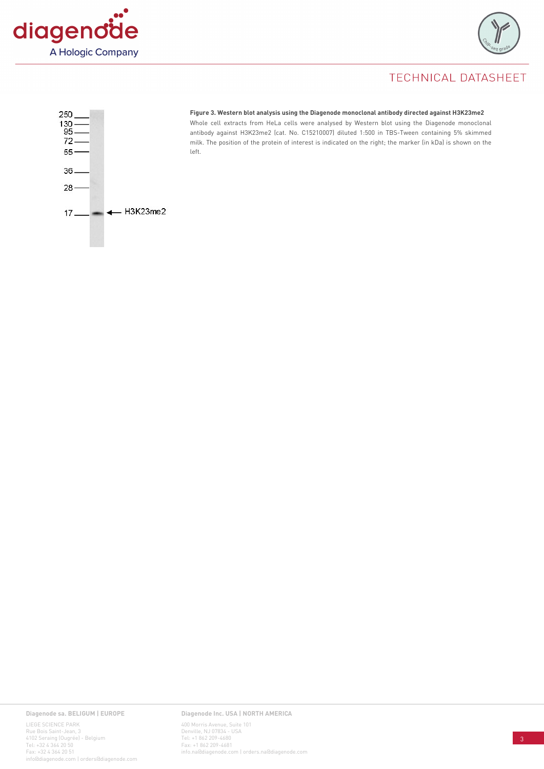250
130
95
72
55
36
28
17

H3K23me2

**Figure 3. Western blot analysis using the Diagenode monoclonal antibody directed against H3K23me2**

Whole cell extracts from HeLa cells were analysed by Western blot using the Diagenode monoclonal antibody against H3K23me2 (cat. No. C15210007) diluted 1:500 in TBS-Tween containing 5% skimmed milk. The position of the protein of interest is indicated on the right; the marker (in kDa) is shown on the left.

**Diagenode sa. BELIGUM | EUROPE**

LIEGE SCIENCE PARK
Rue Bois Saint-Jean, 3
4102 Seraing (Ougrée) - Belgium
Tel: +32 4 364 20 50
Fax: +32 4 364 20 51
info@diagenode.com | orders@diagenode.com

**Diagenode Inc. USA | NORTH AMERICA**

400 Morris Avenue, Suite 101
Denville, NJ 07834 - USA
Tel: +1 862 209-4680
Fax: +1 862 209-4681
info.na@diagenode.com | orders.na@diagenode.com